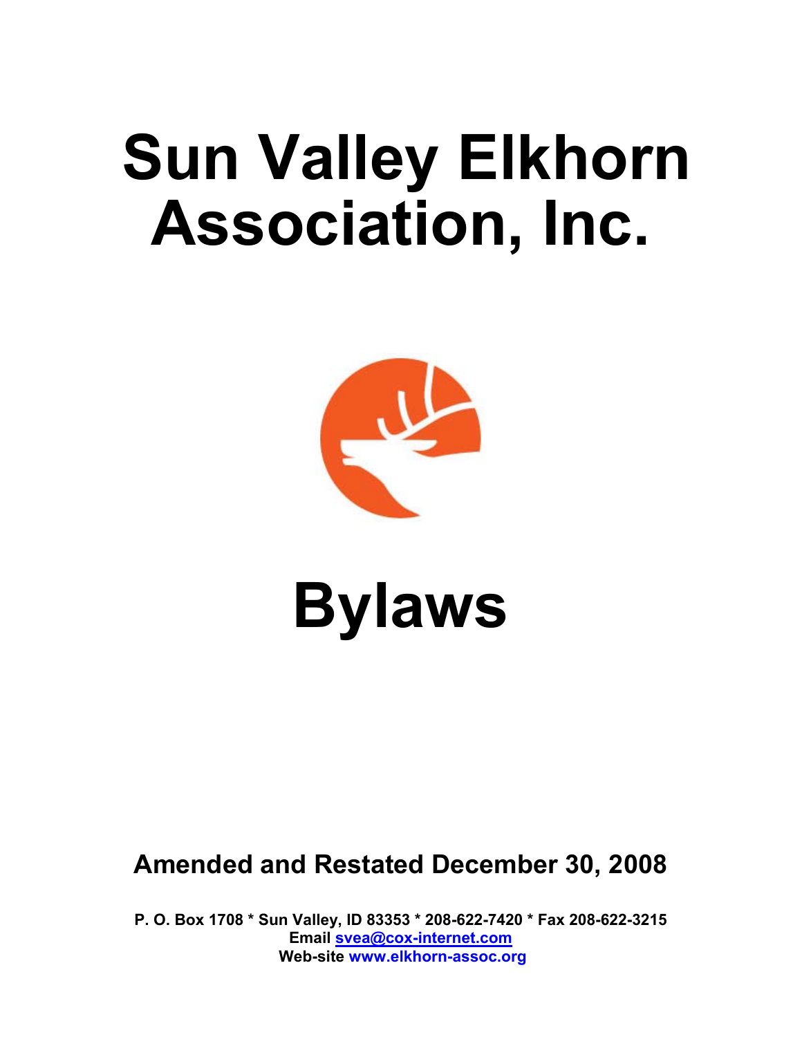# Sun Valley Elkhorn Association, Inc.

# Bylaws

**Amended and Restated December 30, 2008**

**P. O. Box 1708 * Sun Valley, ID 83353 * 208-622-7420 * Fax 208-622-3215**
**Email svea@cox-internet.com**
**Web-site www.elkhorn-assoc.org**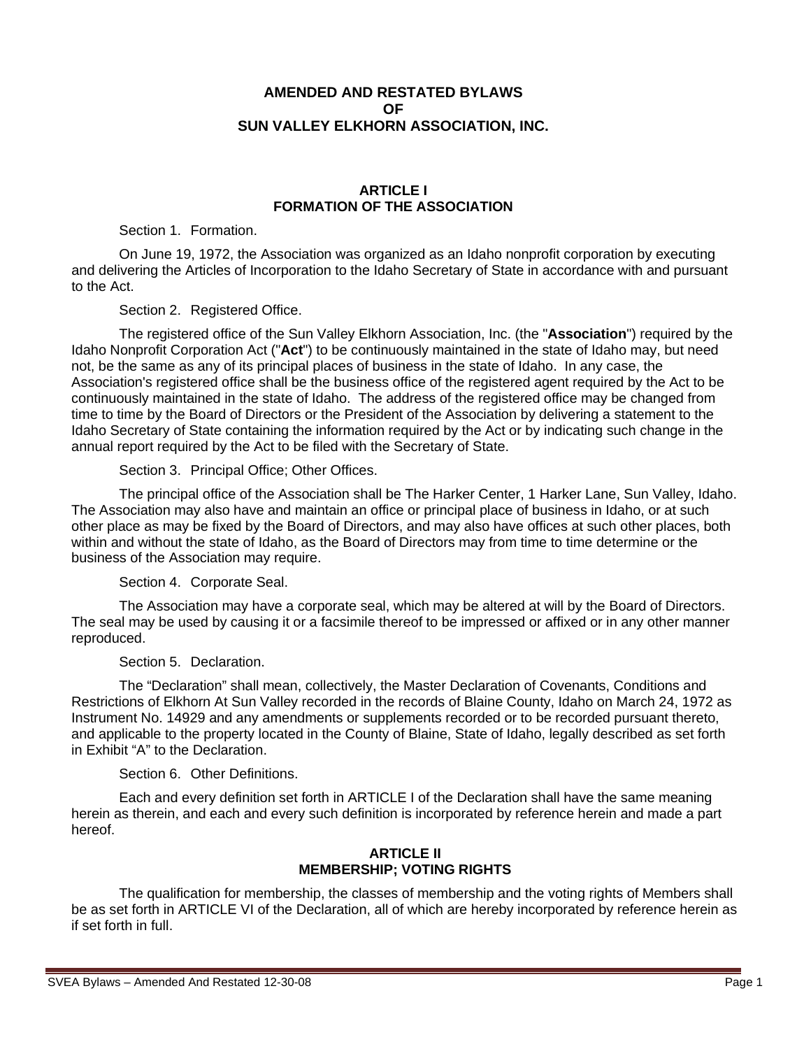# AMENDED AND RESTATED BYLAWS OF SUN VALLEY ELKHORN ASSOCIATION, INC.

## ARTICLE I
## FORMATION OF THE ASSOCIATION

Section 1. Formation.

On June 19, 1972, the Association was organized as an Idaho nonprofit corporation by executing and delivering the Articles of Incorporation to the Idaho Secretary of State in accordance with and pursuant to the Act.

Section 2. Registered Office.

The registered office of the Sun Valley Elkhorn Association, Inc. (the "**Association**") required by the Idaho Nonprofit Corporation Act ("**Act**") to be continuously maintained in the state of Idaho may, but need not, be the same as any of its principal places of business in the state of Idaho. In any case, the Association's registered office shall be the business office of the registered agent required by the Act to be continuously maintained in the state of Idaho. The address of the registered office may be changed from time to time by the Board of Directors or the President of the Association by delivering a statement to the Idaho Secretary of State containing the information required by the Act or by indicating such change in the annual report required by the Act to be filed with the Secretary of State.

Section 3. Principal Office; Other Offices.

The principal office of the Association shall be The Harker Center, 1 Harker Lane, Sun Valley, Idaho. The Association may also have and maintain an office or principal place of business in Idaho, or at such other place as may be fixed by the Board of Directors, and may also have offices at such other places, both within and without the state of Idaho, as the Board of Directors may from time to time determine or the business of the Association may require.

Section 4. Corporate Seal.

The Association may have a corporate seal, which may be altered at will by the Board of Directors. The seal may be used by causing it or a facsimile thereof to be impressed or affixed or in any other manner reproduced.

Section 5. Declaration.

The "Declaration" shall mean, collectively, the Master Declaration of Covenants, Conditions and Restrictions of Elkhorn At Sun Valley recorded in the records of Blaine County, Idaho on March 24, 1972 as Instrument No. 14929 and any amendments or supplements recorded or to be recorded pursuant thereto, and applicable to the property located in the County of Blaine, State of Idaho, legally described as set forth in Exhibit "A" to the Declaration.

Section 6. Other Definitions.

Each and every definition set forth in ARTICLE I of the Declaration shall have the same meaning herein as therein, and each and every such definition is incorporated by reference herein and made a part hereof.

## ARTICLE II
## MEMBERSHIP; VOTING RIGHTS

The qualification for membership, the classes of membership and the voting rights of Members shall be as set forth in ARTICLE VI of the Declaration, all of which are hereby incorporated by reference herein as if set forth in full.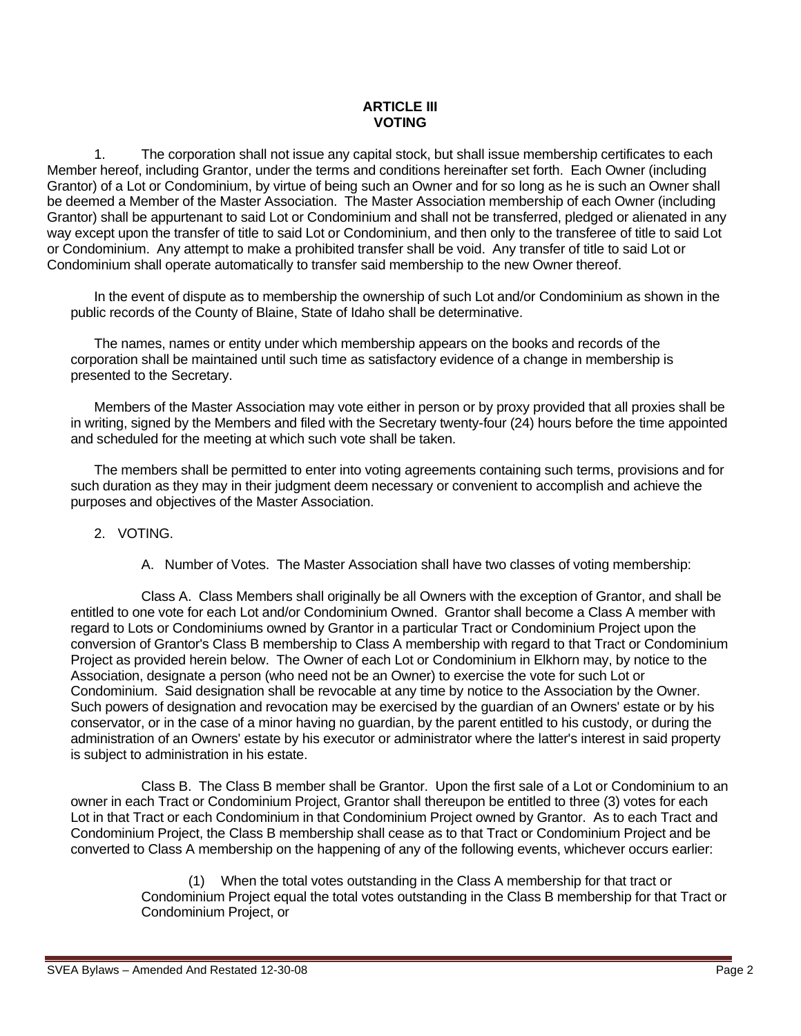# ARTICLE III
# VOTING

1. The corporation shall not issue any capital stock, but shall issue membership certificates to each Member hereof, including Grantor, under the terms and conditions hereinafter set forth. Each Owner (including Grantor) of a Lot or Condominium, by virtue of being such an Owner and for so long as he is such an Owner shall be deemed a Member of the Master Association. The Master Association membership of each Owner (including Grantor) shall be appurtenant to said Lot or Condominium and shall not be transferred, pledged or alienated in any way except upon the transfer of title to said Lot or Condominium, and then only to the transferee of title to said Lot or Condominium. Any attempt to make a prohibited transfer shall be void. Any transfer of title to said Lot or Condominium shall operate automatically to transfer said membership to the new Owner thereof.

In the event of dispute as to membership the ownership of such Lot and/or Condominium as shown in the public records of the County of Blaine, State of Idaho shall be determinative.

The names, names or entity under which membership appears on the books and records of the corporation shall be maintained until such time as satisfactory evidence of a change in membership is presented to the Secretary.

Members of the Master Association may vote either in person or by proxy provided that all proxies shall be in writing, signed by the Members and filed with the Secretary twenty-four (24) hours before the time appointed and scheduled for the meeting at which such vote shall be taken.

The members shall be permitted to enter into voting agreements containing such terms, provisions and for such duration as they may in their judgment deem necessary or convenient to accomplish and achieve the purposes and objectives of the Master Association.

2. VOTING.

A. Number of Votes. The Master Association shall have two classes of voting membership:

Class A. Class Members shall originally be all Owners with the exception of Grantor, and shall be entitled to one vote for each Lot and/or Condominium Owned. Grantor shall become a Class A member with regard to Lots or Condominiums owned by Grantor in a particular Tract or Condominium Project upon the conversion of Grantor's Class B membership to Class A membership with regard to that Tract or Condominium Project as provided herein below. The Owner of each Lot or Condominium in Elkhorn may, by notice to the Association, designate a person (who need not be an Owner) to exercise the vote for such Lot or Condominium. Said designation shall be revocable at any time by notice to the Association by the Owner. Such powers of designation and revocation may be exercised by the guardian of an Owners' estate or by his conservator, or in the case of a minor having no guardian, by the parent entitled to his custody, or during the administration of an Owners' estate by his executor or administrator where the latter's interest in said property is subject to administration in his estate.

Class B. The Class B member shall be Grantor. Upon the first sale of a Lot or Condominium to an owner in each Tract or Condominium Project, Grantor shall thereupon be entitled to three (3) votes for each Lot in that Tract or each Condominium in that Condominium Project owned by Grantor. As to each Tract and Condominium Project, the Class B membership shall cease as to that Tract or Condominium Project and be converted to Class A membership on the happening of any of the following events, whichever occurs earlier:

(1) When the total votes outstanding in the Class A membership for that tract or Condominium Project equal the total votes outstanding in the Class B membership for that Tract or Condominium Project, or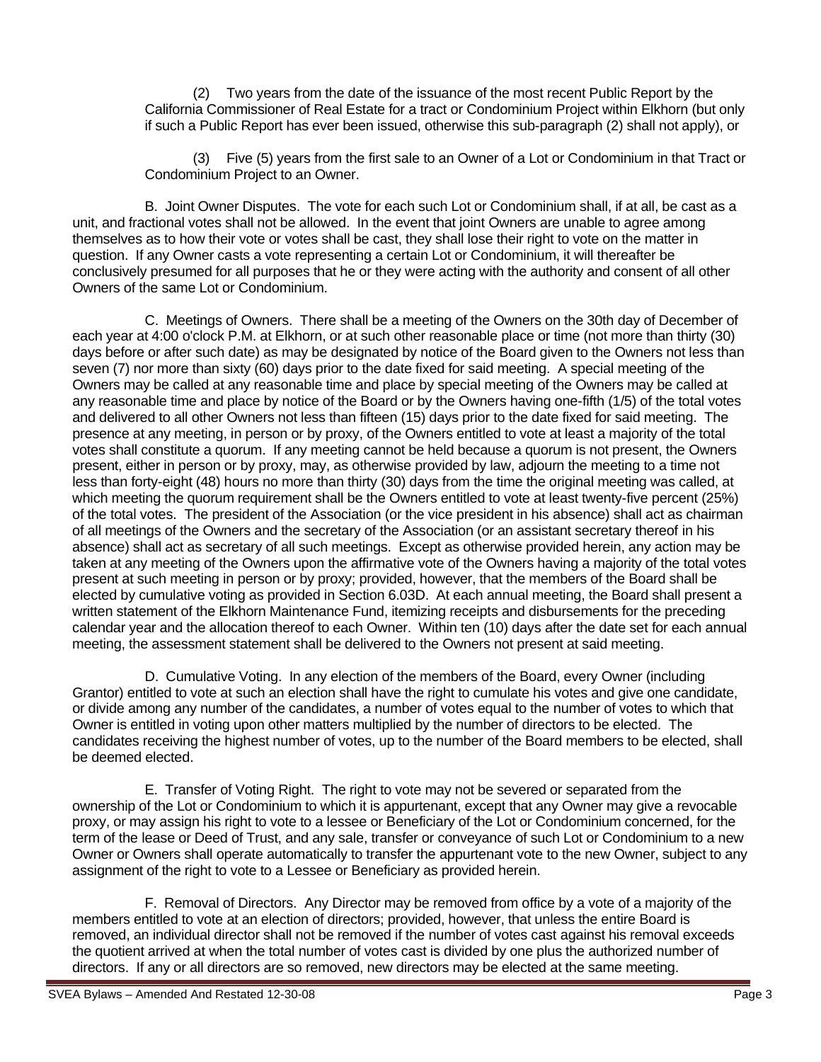(2) Two years from the date of the issuance of the most recent Public Report by the California Commissioner of Real Estate for a tract or Condominium Project within Elkhorn (but only if such a Public Report has ever been issued, otherwise this sub-paragraph (2) shall not apply), or

(3) Five (5) years from the first sale to an Owner of a Lot or Condominium in that Tract or Condominium Project to an Owner.

B. Joint Owner Disputes. The vote for each such Lot or Condominium shall, if at all, be cast as a unit, and fractional votes shall not be allowed. In the event that joint Owners are unable to agree among themselves as to how their vote or votes shall be cast, they shall lose their right to vote on the matter in question. If any Owner casts a vote representing a certain Lot or Condominium, it will thereafter be conclusively presumed for all purposes that he or they were acting with the authority and consent of all other Owners of the same Lot or Condominium.

C. Meetings of Owners. There shall be a meeting of the Owners on the 30th day of December of each year at 4:00 o'clock P.M. at Elkhorn, or at such other reasonable place or time (not more than thirty (30) days before or after such date) as may be designated by notice of the Board given to the Owners not less than seven (7) nor more than sixty (60) days prior to the date fixed for said meeting. A special meeting of the Owners may be called at any reasonable time and place by special meeting of the Owners may be called at any reasonable time and place by notice of the Board or by the Owners having one-fifth (1/5) of the total votes and delivered to all other Owners not less than fifteen (15) days prior to the date fixed for said meeting. The presence at any meeting, in person or by proxy, of the Owners entitled to vote at least a majority of the total votes shall constitute a quorum. If any meeting cannot be held because a quorum is not present, the Owners present, either in person or by proxy, may, as otherwise provided by law, adjourn the meeting to a time not less than forty-eight (48) hours no more than thirty (30) days from the time the original meeting was called, at which meeting the quorum requirement shall be the Owners entitled to vote at least twenty-five percent (25%) of the total votes. The president of the Association (or the vice president in his absence) shall act as chairman of all meetings of the Owners and the secretary of the Association (or an assistant secretary thereof in his absence) shall act as secretary of all such meetings. Except as otherwise provided herein, any action may be taken at any meeting of the Owners upon the affirmative vote of the Owners having a majority of the total votes present at such meeting in person or by proxy; provided, however, that the members of the Board shall be elected by cumulative voting as provided in Section 6.03D. At each annual meeting, the Board shall present a written statement of the Elkhorn Maintenance Fund, itemizing receipts and disbursements for the preceding calendar year and the allocation thereof to each Owner. Within ten (10) days after the date set for each annual meeting, the assessment statement shall be delivered to the Owners not present at said meeting.

D. Cumulative Voting. In any election of the members of the Board, every Owner (including Grantor) entitled to vote at such an election shall have the right to cumulate his votes and give one candidate, or divide among any number of the candidates, a number of votes equal to the number of votes to which that Owner is entitled in voting upon other matters multiplied by the number of directors to be elected. The candidates receiving the highest number of votes, up to the number of the Board members to be elected, shall be deemed elected.

E. Transfer of Voting Right. The right to vote may not be severed or separated from the ownership of the Lot or Condominium to which it is appurtenant, except that any Owner may give a revocable proxy, or may assign his right to vote to a lessee or Beneficiary of the Lot or Condominium concerned, for the term of the lease or Deed of Trust, and any sale, transfer or conveyance of such Lot or Condominium to a new Owner or Owners shall operate automatically to transfer the appurtenant vote to the new Owner, subject to any assignment of the right to vote to a Lessee or Beneficiary as provided herein.

F. Removal of Directors. Any Director may be removed from office by a vote of a majority of the members entitled to vote at an election of directors; provided, however, that unless the entire Board is removed, an individual director shall not be removed if the number of votes cast against his removal exceeds the quotient arrived at when the total number of votes cast is divided by one plus the authorized number of directors. If any or all directors are so removed, new directors may be elected at the same meeting.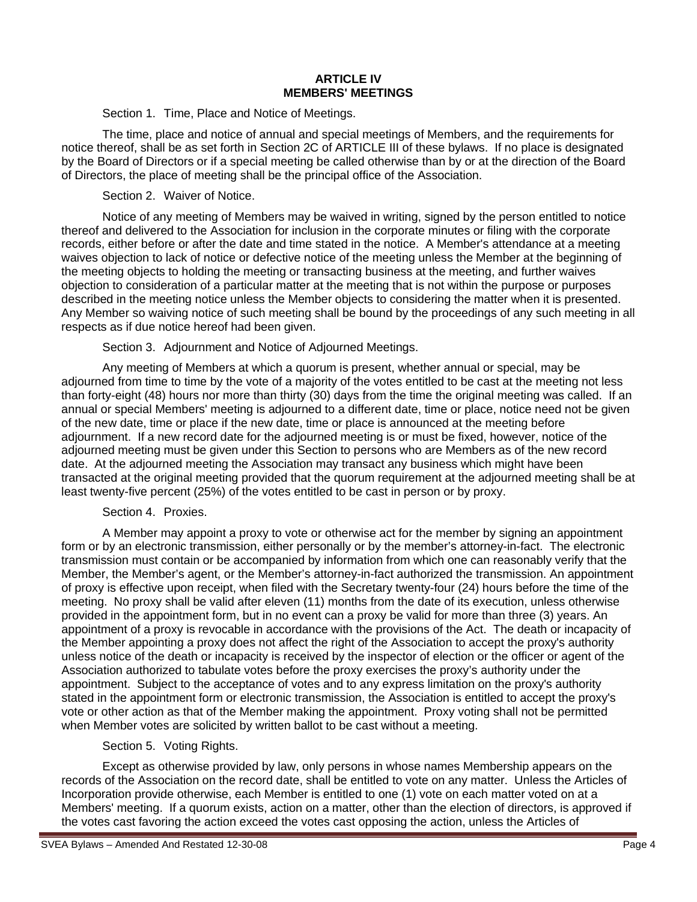# ARTICLE IV
# MEMBERS' MEETINGS

Section 1. Time, Place and Notice of Meetings.

The time, place and notice of annual and special meetings of Members, and the requirements for notice thereof, shall be as set forth in Section 2C of ARTICLE III of these bylaws. If no place is designated by the Board of Directors or if a special meeting be called otherwise than by or at the direction of the Board of Directors, the place of meeting shall be the principal office of the Association.

Section 2. Waiver of Notice.

Notice of any meeting of Members may be waived in writing, signed by the person entitled to notice thereof and delivered to the Association for inclusion in the corporate minutes or filing with the corporate records, either before or after the date and time stated in the notice. A Member's attendance at a meeting waives objection to lack of notice or defective notice of the meeting unless the Member at the beginning of the meeting objects to holding the meeting or transacting business at the meeting, and further waives objection to consideration of a particular matter at the meeting that is not within the purpose or purposes described in the meeting notice unless the Member objects to considering the matter when it is presented. Any Member so waiving notice of such meeting shall be bound by the proceedings of any such meeting in all respects as if due notice hereof had been given.

Section 3. Adjournment and Notice of Adjourned Meetings.

Any meeting of Members at which a quorum is present, whether annual or special, may be adjourned from time to time by the vote of a majority of the votes entitled to be cast at the meeting not less than forty-eight (48) hours nor more than thirty (30) days from the time the original meeting was called. If an annual or special Members' meeting is adjourned to a different date, time or place, notice need not be given of the new date, time or place if the new date, time or place is announced at the meeting before adjournment. If a new record date for the adjourned meeting is or must be fixed, however, notice of the adjourned meeting must be given under this Section to persons who are Members as of the new record date. At the adjourned meeting the Association may transact any business which might have been transacted at the original meeting provided that the quorum requirement at the adjourned meeting shall be at least twenty-five percent (25%) of the votes entitled to be cast in person or by proxy.

Section 4. Proxies.

A Member may appoint a proxy to vote or otherwise act for the member by signing an appointment form or by an electronic transmission, either personally or by the member's attorney-in-fact. The electronic transmission must contain or be accompanied by information from which one can reasonably verify that the Member, the Member's agent, or the Member's attorney-in-fact authorized the transmission. An appointment of proxy is effective upon receipt, when filed with the Secretary twenty-four (24) hours before the time of the meeting. No proxy shall be valid after eleven (11) months from the date of its execution, unless otherwise provided in the appointment form, but in no event can a proxy be valid for more than three (3) years. An appointment of a proxy is revocable in accordance with the provisions of the Act. The death or incapacity of the Member appointing a proxy does not affect the right of the Association to accept the proxy's authority unless notice of the death or incapacity is received by the inspector of election or the officer or agent of the Association authorized to tabulate votes before the proxy exercises the proxy's authority under the appointment. Subject to the acceptance of votes and to any express limitation on the proxy's authority stated in the appointment form or electronic transmission, the Association is entitled to accept the proxy's vote or other action as that of the Member making the appointment. Proxy voting shall not be permitted when Member votes are solicited by written ballot to be cast without a meeting.

Section 5. Voting Rights.

Except as otherwise provided by law, only persons in whose names Membership appears on the records of the Association on the record date, shall be entitled to vote on any matter. Unless the Articles of Incorporation provide otherwise, each Member is entitled to one (1) vote on each matter voted on at a Members' meeting. If a quorum exists, action on a matter, other than the election of directors, is approved if the votes cast favoring the action exceed the votes cast opposing the action, unless the Articles of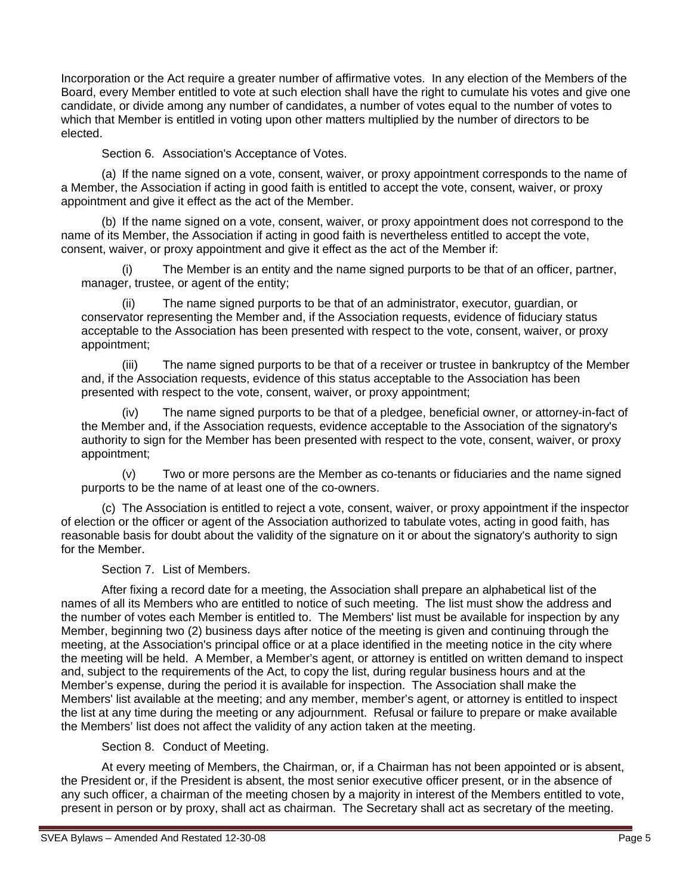Incorporation or the Act require a greater number of affirmative votes. In any election of the Members of the Board, every Member entitled to vote at such election shall have the right to cumulate his votes and give one candidate, or divide among any number of candidates, a number of votes equal to the number of votes to which that Member is entitled in voting upon other matters multiplied by the number of directors to be elected.

Section 6. Association's Acceptance of Votes.

(a) If the name signed on a vote, consent, waiver, or proxy appointment corresponds to the name of a Member, the Association if acting in good faith is entitled to accept the vote, consent, waiver, or proxy appointment and give it effect as the act of the Member.

(b) If the name signed on a vote, consent, waiver, or proxy appointment does not correspond to the name of its Member, the Association if acting in good faith is nevertheless entitled to accept the vote, consent, waiver, or proxy appointment and give it effect as the act of the Member if:

(i) The Member is an entity and the name signed purports to be that of an officer, partner, manager, trustee, or agent of the entity;

(ii) The name signed purports to be that of an administrator, executor, guardian, or conservator representing the Member and, if the Association requests, evidence of fiduciary status acceptable to the Association has been presented with respect to the vote, consent, waiver, or proxy appointment;

(iii) The name signed purports to be that of a receiver or trustee in bankruptcy of the Member and, if the Association requests, evidence of this status acceptable to the Association has been presented with respect to the vote, consent, waiver, or proxy appointment;

(iv) The name signed purports to be that of a pledgee, beneficial owner, or attorney-in-fact of the Member and, if the Association requests, evidence acceptable to the Association of the signatory's authority to sign for the Member has been presented with respect to the vote, consent, waiver, or proxy appointment;

(v) Two or more persons are the Member as co-tenants or fiduciaries and the name signed purports to be the name of at least one of the co-owners.

(c) The Association is entitled to reject a vote, consent, waiver, or proxy appointment if the inspector of election or the officer or agent of the Association authorized to tabulate votes, acting in good faith, has reasonable basis for doubt about the validity of the signature on it or about the signatory's authority to sign for the Member.

Section 7. List of Members.

After fixing a record date for a meeting, the Association shall prepare an alphabetical list of the names of all its Members who are entitled to notice of such meeting. The list must show the address and the number of votes each Member is entitled to. The Members' list must be available for inspection by any Member, beginning two (2) business days after notice of the meeting is given and continuing through the meeting, at the Association's principal office or at a place identified in the meeting notice in the city where the meeting will be held. A Member, a Member's agent, or attorney is entitled on written demand to inspect and, subject to the requirements of the Act, to copy the list, during regular business hours and at the Member's expense, during the period it is available for inspection. The Association shall make the Members' list available at the meeting; and any member, member's agent, or attorney is entitled to inspect the list at any time during the meeting or any adjournment. Refusal or failure to prepare or make available the Members' list does not affect the validity of any action taken at the meeting.

Section 8. Conduct of Meeting.

At every meeting of Members, the Chairman, or, if a Chairman has not been appointed or is absent, the President or, if the President is absent, the most senior executive officer present, or in the absence of any such officer, a chairman of the meeting chosen by a majority in interest of the Members entitled to vote, present in person or by proxy, shall act as chairman. The Secretary shall act as secretary of the meeting.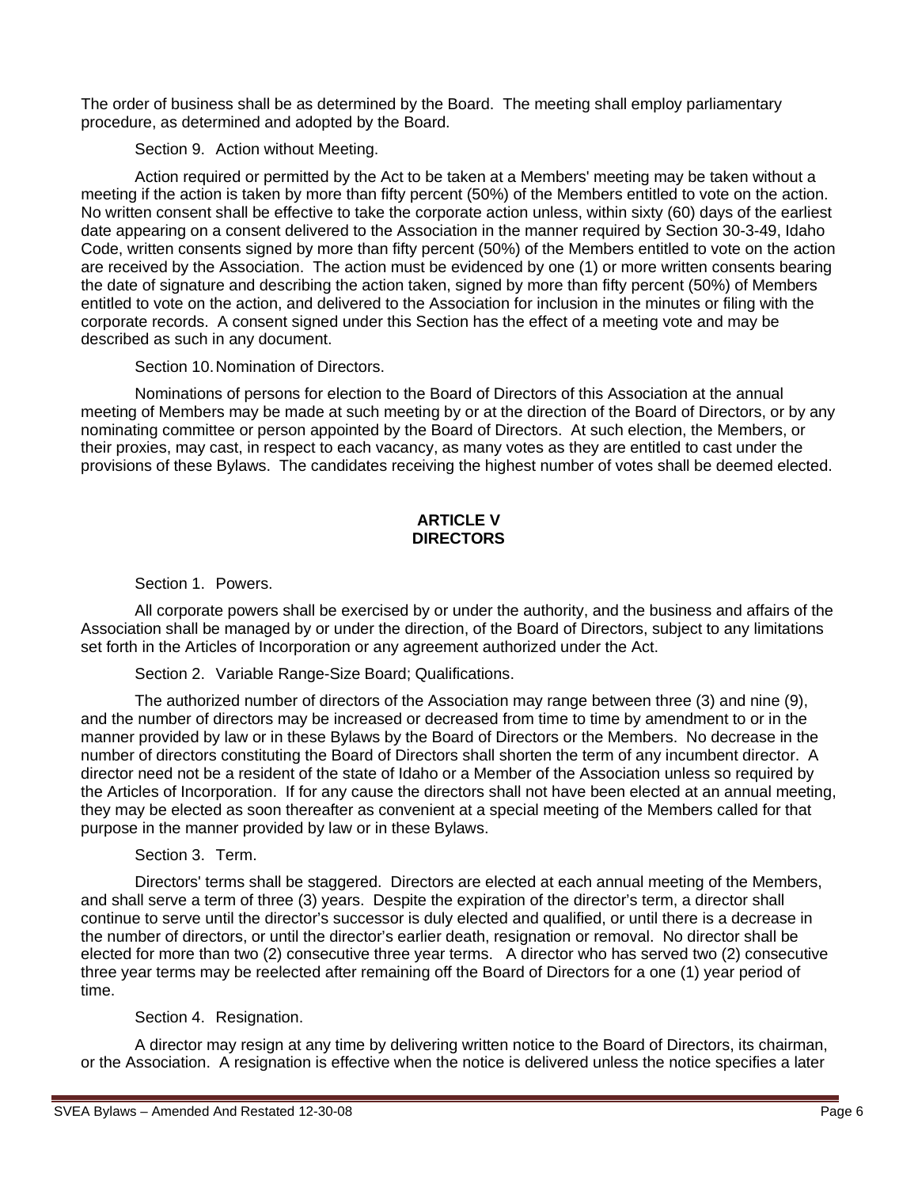The order of business shall be as determined by the Board. The meeting shall employ parliamentary procedure, as determined and adopted by the Board.

Section 9. Action without Meeting.

Action required or permitted by the Act to be taken at a Members' meeting may be taken without a meeting if the action is taken by more than fifty percent (50%) of the Members entitled to vote on the action. No written consent shall be effective to take the corporate action unless, within sixty (60) days of the earliest date appearing on a consent delivered to the Association in the manner required by Section 30-3-49, Idaho Code, written consents signed by more than fifty percent (50%) of the Members entitled to vote on the action are received by the Association. The action must be evidenced by one (1) or more written consents bearing the date of signature and describing the action taken, signed by more than fifty percent (50%) of Members entitled to vote on the action, and delivered to the Association for inclusion in the minutes or filing with the corporate records. A consent signed under this Section has the effect of a meeting vote and may be described as such in any document.

Section 10. Nomination of Directors.

Nominations of persons for election to the Board of Directors of this Association at the annual meeting of Members may be made at such meeting by or at the direction of the Board of Directors, or by any nominating committee or person appointed by the Board of Directors. At such election, the Members, or their proxies, may cast, in respect to each vacancy, as many votes as they are entitled to cast under the provisions of these Bylaws. The candidates receiving the highest number of votes shall be deemed elected.

## ARTICLE V
## DIRECTORS

Section 1. Powers.

All corporate powers shall be exercised by or under the authority, and the business and affairs of the Association shall be managed by or under the direction, of the Board of Directors, subject to any limitations set forth in the Articles of Incorporation or any agreement authorized under the Act.

Section 2. Variable Range-Size Board; Qualifications.

The authorized number of directors of the Association may range between three (3) and nine (9), and the number of directors may be increased or decreased from time to time by amendment to or in the manner provided by law or in these Bylaws by the Board of Directors or the Members. No decrease in the number of directors constituting the Board of Directors shall shorten the term of any incumbent director. A director need not be a resident of the state of Idaho or a Member of the Association unless so required by the Articles of Incorporation. If for any cause the directors shall not have been elected at an annual meeting, they may be elected as soon thereafter as convenient at a special meeting of the Members called for that purpose in the manner provided by law or in these Bylaws.

Section 3. Term.

Directors' terms shall be staggered. Directors are elected at each annual meeting of the Members, and shall serve a term of three (3) years. Despite the expiration of the director's term, a director shall continue to serve until the director's successor is duly elected and qualified, or until there is a decrease in the number of directors, or until the director's earlier death, resignation or removal. No director shall be elected for more than two (2) consecutive three year terms. A director who has served two (2) consecutive three year terms may be reelected after remaining off the Board of Directors for a one (1) year period of time.

Section 4. Resignation.

A director may resign at any time by delivering written notice to the Board of Directors, its chairman, or the Association. A resignation is effective when the notice is delivered unless the notice specifies a later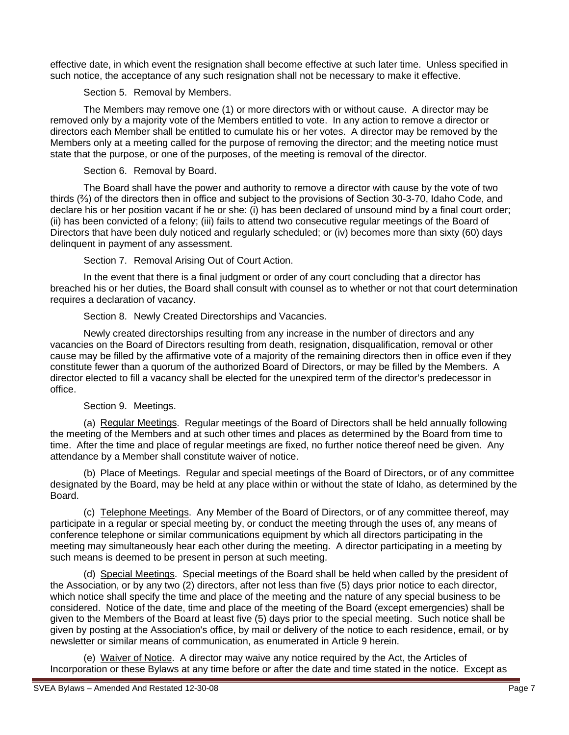effective date, in which event the resignation shall become effective at such later time. Unless specified in such notice, the acceptance of any such resignation shall not be necessary to make it effective.

Section 5. Removal by Members.

The Members may remove one (1) or more directors with or without cause. A director may be removed only by a majority vote of the Members entitled to vote. In any action to remove a director or directors each Member shall be entitled to cumulate his or her votes. A director may be removed by the Members only at a meeting called for the purpose of removing the director; and the meeting notice must state that the purpose, or one of the purposes, of the meeting is removal of the director.

Section 6. Removal by Board.

The Board shall have the power and authority to remove a director with cause by the vote of two thirds (⅔) of the directors then in office and subject to the provisions of Section 30-3-70, Idaho Code, and declare his or her position vacant if he or she: (i) has been declared of unsound mind by a final court order; (ii) has been convicted of a felony; (iii) fails to attend two consecutive regular meetings of the Board of Directors that have been duly noticed and regularly scheduled; or (iv) becomes more than sixty (60) days delinquent in payment of any assessment.

Section 7. Removal Arising Out of Court Action.

In the event that there is a final judgment or order of any court concluding that a director has breached his or her duties, the Board shall consult with counsel as to whether or not that court determination requires a declaration of vacancy.

Section 8. Newly Created Directorships and Vacancies.

Newly created directorships resulting from any increase in the number of directors and any vacancies on the Board of Directors resulting from death, resignation, disqualification, removal or other cause may be filled by the affirmative vote of a majority of the remaining directors then in office even if they constitute fewer than a quorum of the authorized Board of Directors, or may be filled by the Members. A director elected to fill a vacancy shall be elected for the unexpired term of the director's predecessor in office.

Section 9. Meetings.

(a) Regular Meetings. Regular meetings of the Board of Directors shall be held annually following the meeting of the Members and at such other times and places as determined by the Board from time to time. After the time and place of regular meetings are fixed, no further notice thereof need be given. Any attendance by a Member shall constitute waiver of notice.

(b) Place of Meetings. Regular and special meetings of the Board of Directors, or of any committee designated by the Board, may be held at any place within or without the state of Idaho, as determined by the Board.

(c) Telephone Meetings. Any Member of the Board of Directors, or of any committee thereof, may participate in a regular or special meeting by, or conduct the meeting through the uses of, any means of conference telephone or similar communications equipment by which all directors participating in the meeting may simultaneously hear each other during the meeting. A director participating in a meeting by such means is deemed to be present in person at such meeting.

(d) Special Meetings. Special meetings of the Board shall be held when called by the president of the Association, or by any two (2) directors, after not less than five (5) days prior notice to each director, which notice shall specify the time and place of the meeting and the nature of any special business to be considered. Notice of the date, time and place of the meeting of the Board (except emergencies) shall be given to the Members of the Board at least five (5) days prior to the special meeting. Such notice shall be given by posting at the Association's office, by mail or delivery of the notice to each residence, email, or by newsletter or similar means of communication, as enumerated in Article 9 herein.

(e) Waiver of Notice. A director may waive any notice required by the Act, the Articles of Incorporation or these Bylaws at any time before or after the date and time stated in the notice. Except as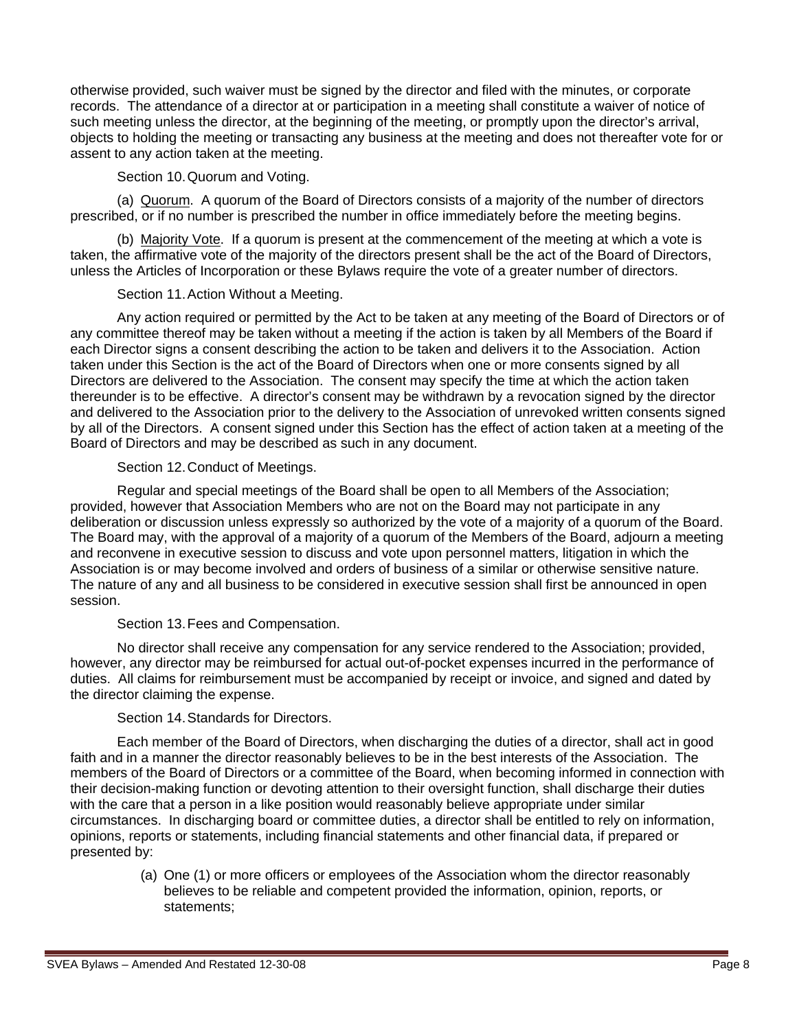otherwise provided, such waiver must be signed by the director and filed with the minutes, or corporate records. The attendance of a director at or participation in a meeting shall constitute a waiver of notice of such meeting unless the director, at the beginning of the meeting, or promptly upon the director's arrival, objects to holding the meeting or transacting any business at the meeting and does not thereafter vote for or assent to any action taken at the meeting.

Section 10. Quorum and Voting.

(a) Quorum. A quorum of the Board of Directors consists of a majority of the number of directors prescribed, or if no number is prescribed the number in office immediately before the meeting begins.

(b) Majority Vote. If a quorum is present at the commencement of the meeting at which a vote is taken, the affirmative vote of the majority of the directors present shall be the act of the Board of Directors, unless the Articles of Incorporation or these Bylaws require the vote of a greater number of directors.

Section 11. Action Without a Meeting.

Any action required or permitted by the Act to be taken at any meeting of the Board of Directors or of any committee thereof may be taken without a meeting if the action is taken by all Members of the Board if each Director signs a consent describing the action to be taken and delivers it to the Association. Action taken under this Section is the act of the Board of Directors when one or more consents signed by all Directors are delivered to the Association. The consent may specify the time at which the action taken thereunder is to be effective. A director's consent may be withdrawn by a revocation signed by the director and delivered to the Association prior to the delivery to the Association of unrevoked written consents signed by all of the Directors. A consent signed under this Section has the effect of action taken at a meeting of the Board of Directors and may be described as such in any document.

Section 12. Conduct of Meetings.

Regular and special meetings of the Board shall be open to all Members of the Association; provided, however that Association Members who are not on the Board may not participate in any deliberation or discussion unless expressly so authorized by the vote of a majority of a quorum of the Board. The Board may, with the approval of a majority of a quorum of the Members of the Board, adjourn a meeting and reconvene in executive session to discuss and vote upon personnel matters, litigation in which the Association is or may become involved and orders of business of a similar or otherwise sensitive nature. The nature of any and all business to be considered in executive session shall first be announced in open session.

Section 13. Fees and Compensation.

No director shall receive any compensation for any service rendered to the Association; provided, however, any director may be reimbursed for actual out-of-pocket expenses incurred in the performance of duties. All claims for reimbursement must be accompanied by receipt or invoice, and signed and dated by the director claiming the expense.

Section 14. Standards for Directors.

Each member of the Board of Directors, when discharging the duties of a director, shall act in good faith and in a manner the director reasonably believes to be in the best interests of the Association. The members of the Board of Directors or a committee of the Board, when becoming informed in connection with their decision-making function or devoting attention to their oversight function, shall discharge their duties with the care that a person in a like position would reasonably believe appropriate under similar circumstances. In discharging board or committee duties, a director shall be entitled to rely on information, opinions, reports or statements, including financial statements and other financial data, if prepared or presented by:

(a) One (1) or more officers or employees of the Association whom the director reasonably believes to be reliable and competent provided the information, opinion, reports, or statements;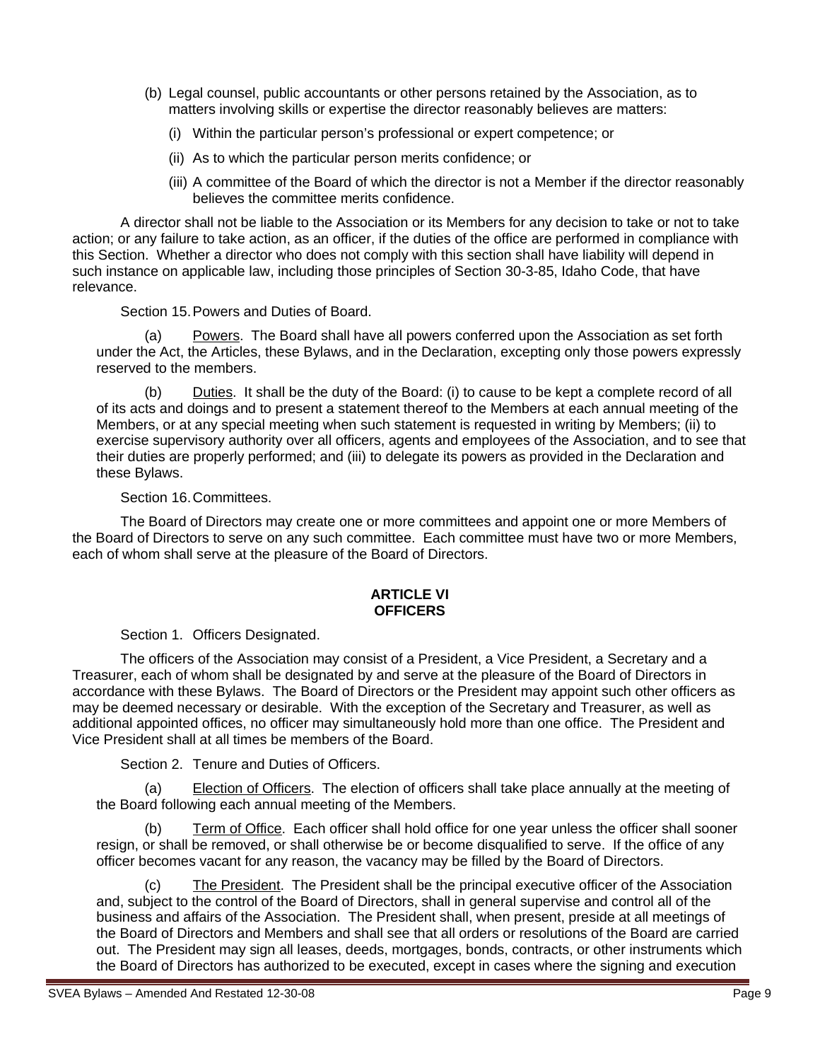(b) Legal counsel, public accountants or other persons retained by the Association, as to matters involving skills or expertise the director reasonably believes are matters:

   (i) Within the particular person's professional or expert competence; or

   (ii) As to which the particular person merits confidence; or

   (iii) A committee of the Board of which the director is not a Member if the director reasonably believes the committee merits confidence.

A director shall not be liable to the Association or its Members for any decision to take or not to take action; or any failure to take action, as an officer, if the duties of the office are performed in compliance with this Section. Whether a director who does not comply with this section shall have liability will depend in such instance on applicable law, including those principles of Section 30-3-85, Idaho Code, that have relevance.

Section 15. Powers and Duties of Board.

(a) Powers. The Board shall have all powers conferred upon the Association as set forth under the Act, the Articles, these Bylaws, and in the Declaration, excepting only those powers expressly reserved to the members.

(b) Duties. It shall be the duty of the Board: (i) to cause to be kept a complete record of all of its acts and doings and to present a statement thereof to the Members at each annual meeting of the Members, or at any special meeting when such statement is requested in writing by Members; (ii) to exercise supervisory authority over all officers, agents and employees of the Association, and to see that their duties are properly performed; and (iii) to delegate its powers as provided in the Declaration and these Bylaws.

Section 16. Committees.

The Board of Directors may create one or more committees and appoint one or more Members of the Board of Directors to serve on any such committee. Each committee must have two or more Members, each of whom shall serve at the pleasure of the Board of Directors.

## ARTICLE VI
## OFFICERS

Section 1. Officers Designated.

The officers of the Association may consist of a President, a Vice President, a Secretary and a Treasurer, each of whom shall be designated by and serve at the pleasure of the Board of Directors in accordance with these Bylaws. The Board of Directors or the President may appoint such other officers as may be deemed necessary or desirable. With the exception of the Secretary and Treasurer, as well as additional appointed offices, no officer may simultaneously hold more than one office. The President and Vice President shall at all times be members of the Board.

Section 2. Tenure and Duties of Officers.

(a) Election of Officers. The election of officers shall take place annually at the meeting of the Board following each annual meeting of the Members.

(b) Term of Office. Each officer shall hold office for one year unless the officer shall sooner resign, or shall be removed, or shall otherwise be or become disqualified to serve. If the office of any officer becomes vacant for any reason, the vacancy may be filled by the Board of Directors.

(c) The President. The President shall be the principal executive officer of the Association and, subject to the control of the Board of Directors, shall in general supervise and control all of the business and affairs of the Association. The President shall, when present, preside at all meetings of the Board of Directors and Members and shall see that all orders or resolutions of the Board are carried out. The President may sign all leases, deeds, mortgages, bonds, contracts, or other instruments which the Board of Directors has authorized to be executed, except in cases where the signing and execution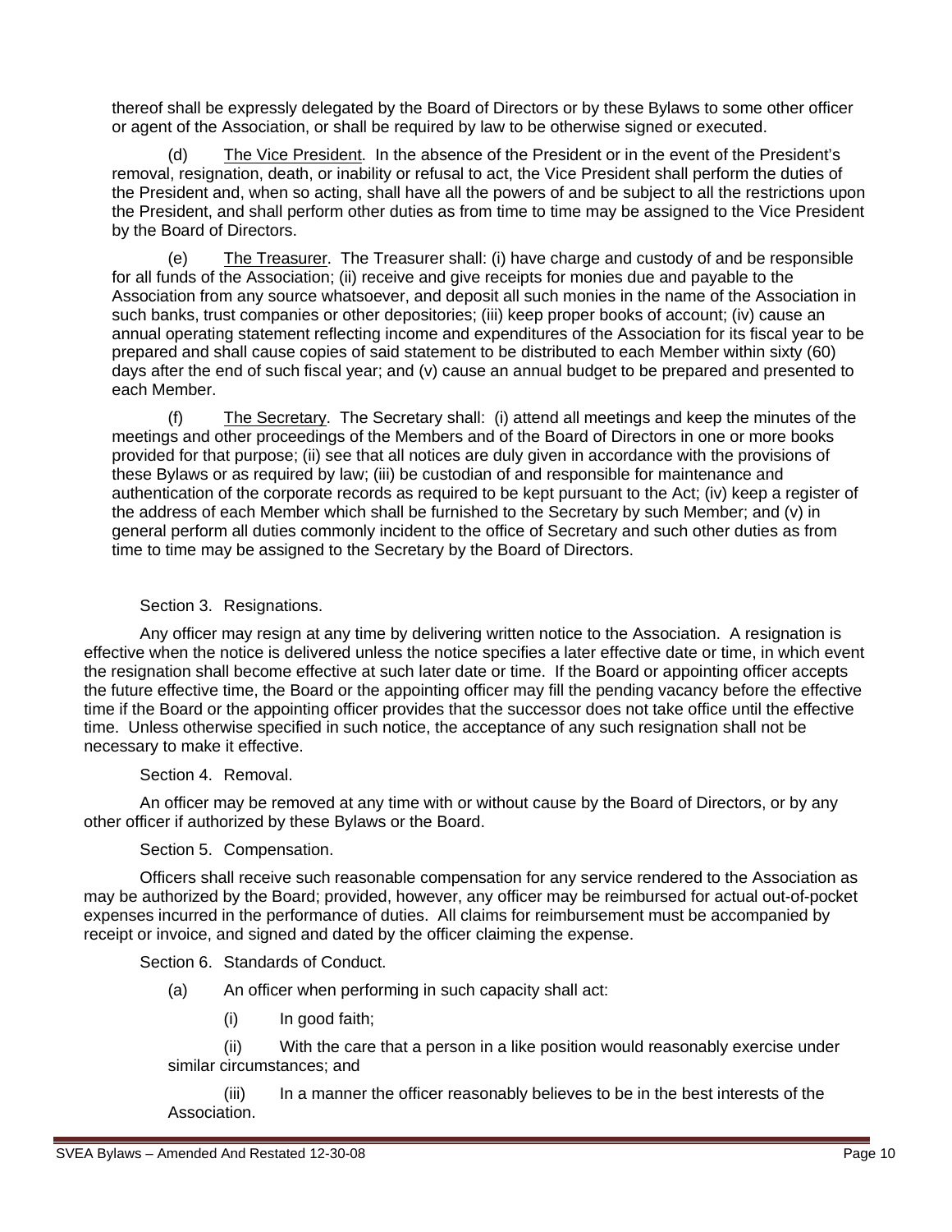thereof shall be expressly delegated by the Board of Directors or by these Bylaws to some other officer or agent of the Association, or shall be required by law to be otherwise signed or executed.

(d) The Vice President. In the absence of the President or in the event of the President's removal, resignation, death, or inability or refusal to act, the Vice President shall perform the duties of the President and, when so acting, shall have all the powers of and be subject to all the restrictions upon the President, and shall perform other duties as from time to time may be assigned to the Vice President by the Board of Directors.

(e) The Treasurer. The Treasurer shall: (i) have charge and custody of and be responsible for all funds of the Association; (ii) receive and give receipts for monies due and payable to the Association from any source whatsoever, and deposit all such monies in the name of the Association in such banks, trust companies or other depositories; (iii) keep proper books of account; (iv) cause an annual operating statement reflecting income and expenditures of the Association for its fiscal year to be prepared and shall cause copies of said statement to be distributed to each Member within sixty (60) days after the end of such fiscal year; and (v) cause an annual budget to be prepared and presented to each Member.

(f) The Secretary. The Secretary shall: (i) attend all meetings and keep the minutes of the meetings and other proceedings of the Members and of the Board of Directors in one or more books provided for that purpose; (ii) see that all notices are duly given in accordance with the provisions of these Bylaws or as required by law; (iii) be custodian of and responsible for maintenance and authentication of the corporate records as required to be kept pursuant to the Act; (iv) keep a register of the address of each Member which shall be furnished to the Secretary by such Member; and (v) in general perform all duties commonly incident to the office of Secretary and such other duties as from time to time may be assigned to the Secretary by the Board of Directors.

Section 3. Resignations.

Any officer may resign at any time by delivering written notice to the Association. A resignation is effective when the notice is delivered unless the notice specifies a later effective date or time, in which event the resignation shall become effective at such later date or time. If the Board or appointing officer accepts the future effective time, the Board or the appointing officer may fill the pending vacancy before the effective time if the Board or the appointing officer provides that the successor does not take office until the effective time. Unless otherwise specified in such notice, the acceptance of any such resignation shall not be necessary to make it effective.

Section 4. Removal.

An officer may be removed at any time with or without cause by the Board of Directors, or by any other officer if authorized by these Bylaws or the Board.

Section 5. Compensation.

Officers shall receive such reasonable compensation for any service rendered to the Association as may be authorized by the Board; provided, however, any officer may be reimbursed for actual out-of-pocket expenses incurred in the performance of duties. All claims for reimbursement must be accompanied by receipt or invoice, and signed and dated by the officer claiming the expense.

Section 6. Standards of Conduct.

(a) An officer when performing in such capacity shall act:

(i) In good faith;

(ii) With the care that a person in a like position would reasonably exercise under similar circumstances; and

(iii) In a manner the officer reasonably believes to be in the best interests of the Association.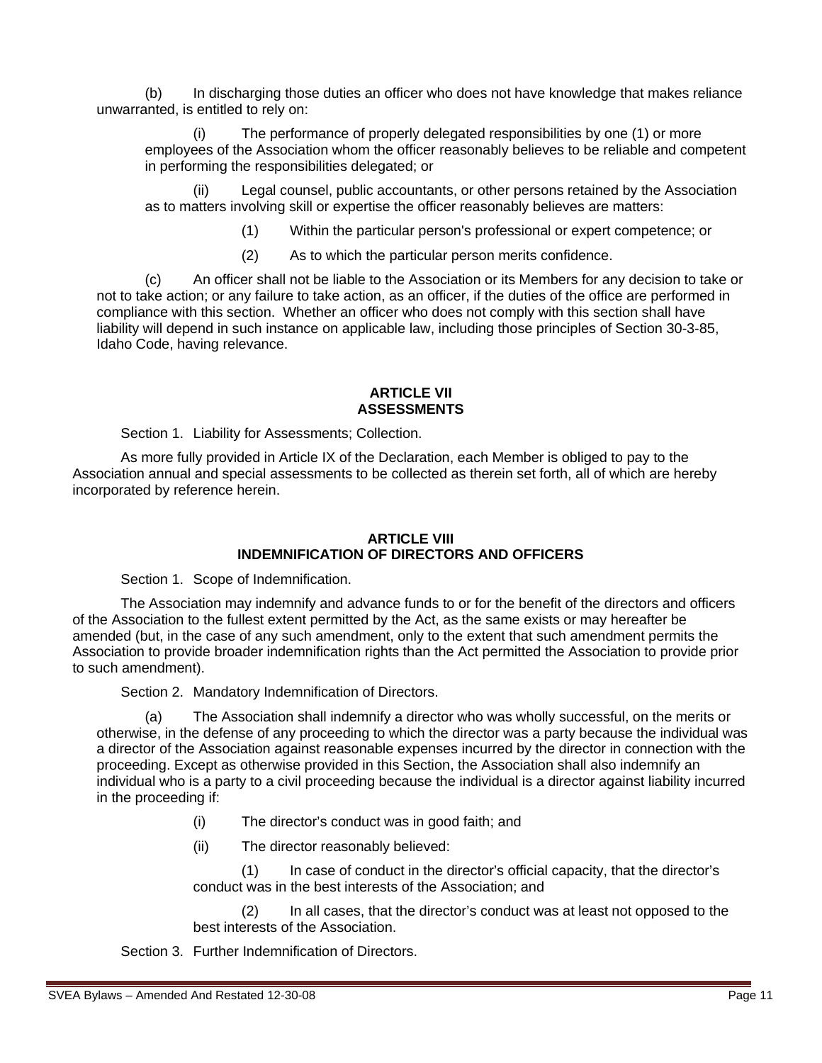(b) In discharging those duties an officer who does not have knowledge that makes reliance unwarranted, is entitled to rely on:

(i) The performance of properly delegated responsibilities by one (1) or more employees of the Association whom the officer reasonably believes to be reliable and competent in performing the responsibilities delegated; or

(ii) Legal counsel, public accountants, or other persons retained by the Association as to matters involving skill or expertise the officer reasonably believes are matters:

(1) Within the particular person's professional or expert competence; or

(2) As to which the particular person merits confidence.

(c) An officer shall not be liable to the Association or its Members for any decision to take or not to take action; or any failure to take action, as an officer, if the duties of the office are performed in compliance with this section. Whether an officer who does not comply with this section shall have liability will depend in such instance on applicable law, including those principles of Section 30-3-85, Idaho Code, having relevance.

## ARTICLE VII
## ASSESSMENTS

Section 1. Liability for Assessments; Collection.

As more fully provided in Article IX of the Declaration, each Member is obliged to pay to the Association annual and special assessments to be collected as therein set forth, all of which are hereby incorporated by reference herein.

## ARTICLE VIII
## INDEMNIFICATION OF DIRECTORS AND OFFICERS

Section 1. Scope of Indemnification.

The Association may indemnify and advance funds to or for the benefit of the directors and officers of the Association to the fullest extent permitted by the Act, as the same exists or may hereafter be amended (but, in the case of any such amendment, only to the extent that such amendment permits the Association to provide broader indemnification rights than the Act permitted the Association to provide prior to such amendment).

Section 2. Mandatory Indemnification of Directors.

(a) The Association shall indemnify a director who was wholly successful, on the merits or otherwise, in the defense of any proceeding to which the director was a party because the individual was a director of the Association against reasonable expenses incurred by the director in connection with the proceeding. Except as otherwise provided in this Section, the Association shall also indemnify an individual who is a party to a civil proceeding because the individual is a director against liability incurred in the proceeding if:

(i) The director's conduct was in good faith; and

(ii) The director reasonably believed:

(1) In case of conduct in the director's official capacity, that the director's conduct was in the best interests of the Association; and

(2) In all cases, that the director's conduct was at least not opposed to the best interests of the Association.

Section 3. Further Indemnification of Directors.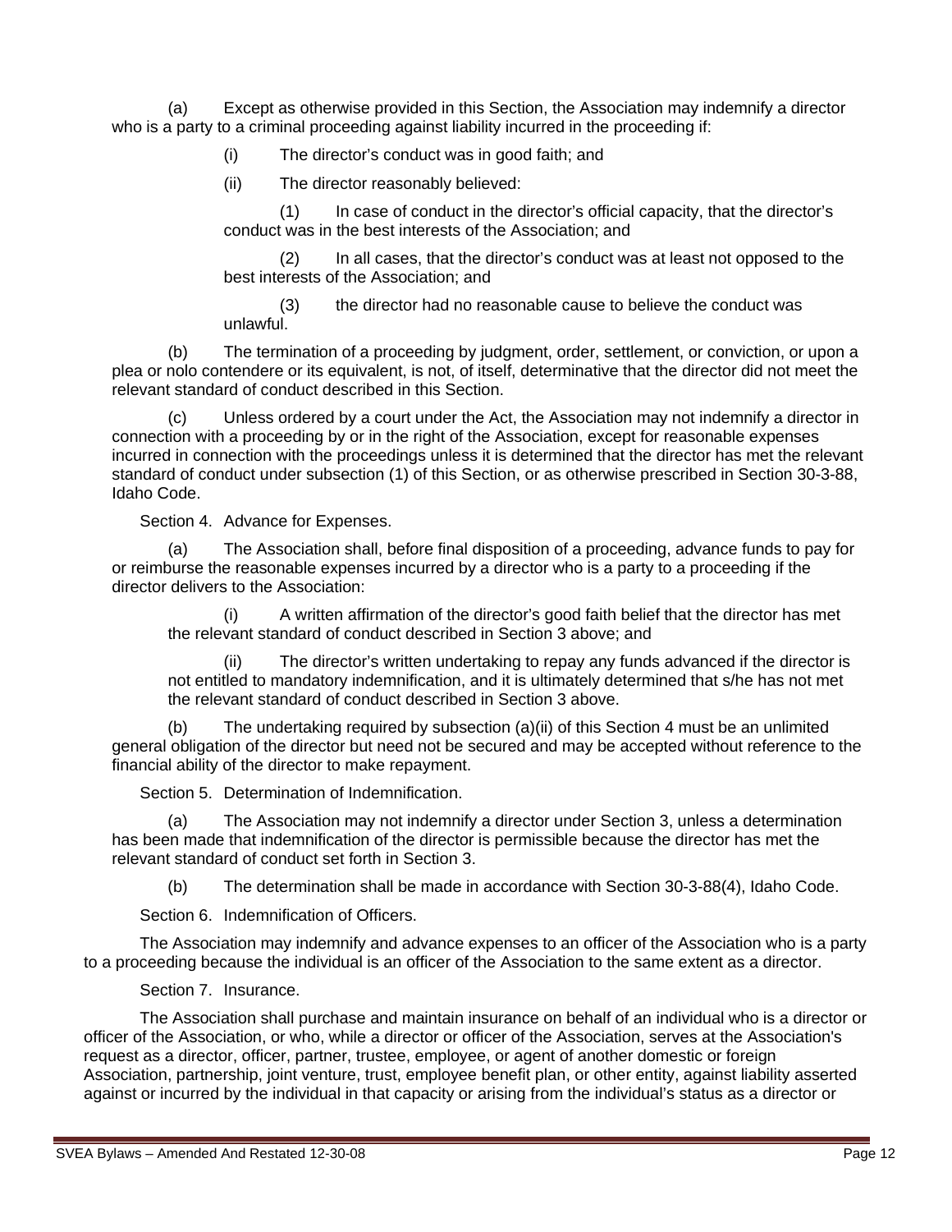(a) Except as otherwise provided in this Section, the Association may indemnify a director who is a party to a criminal proceeding against liability incurred in the proceeding if:

(i) The director's conduct was in good faith; and

(ii) The director reasonably believed:

(1) In case of conduct in the director's official capacity, that the director's conduct was in the best interests of the Association; and

(2) In all cases, that the director's conduct was at least not opposed to the best interests of the Association; and

(3) the director had no reasonable cause to believe the conduct was unlawful.

(b) The termination of a proceeding by judgment, order, settlement, or conviction, or upon a plea or nolo contendere or its equivalent, is not, of itself, determinative that the director did not meet the relevant standard of conduct described in this Section.

(c) Unless ordered by a court under the Act, the Association may not indemnify a director in connection with a proceeding by or in the right of the Association, except for reasonable expenses incurred in connection with the proceedings unless it is determined that the director has met the relevant standard of conduct under subsection (1) of this Section, or as otherwise prescribed in Section 30-3-88, Idaho Code.

Section 4. Advance for Expenses.

(a) The Association shall, before final disposition of a proceeding, advance funds to pay for or reimburse the reasonable expenses incurred by a director who is a party to a proceeding if the director delivers to the Association:

(i) A written affirmation of the director's good faith belief that the director has met the relevant standard of conduct described in Section 3 above; and

(ii) The director's written undertaking to repay any funds advanced if the director is not entitled to mandatory indemnification, and it is ultimately determined that s/he has not met the relevant standard of conduct described in Section 3 above.

(b) The undertaking required by subsection (a)(ii) of this Section 4 must be an unlimited general obligation of the director but need not be secured and may be accepted without reference to the financial ability of the director to make repayment.

Section 5. Determination of Indemnification.

(a) The Association may not indemnify a director under Section 3, unless a determination has been made that indemnification of the director is permissible because the director has met the relevant standard of conduct set forth in Section 3.

(b) The determination shall be made in accordance with Section 30-3-88(4), Idaho Code.

Section 6. Indemnification of Officers.

The Association may indemnify and advance expenses to an officer of the Association who is a party to a proceeding because the individual is an officer of the Association to the same extent as a director.

Section 7. Insurance.

The Association shall purchase and maintain insurance on behalf of an individual who is a director or officer of the Association, or who, while a director or officer of the Association, serves at the Association's request as a director, officer, partner, trustee, employee, or agent of another domestic or foreign Association, partnership, joint venture, trust, employee benefit plan, or other entity, against liability asserted against or incurred by the individual in that capacity or arising from the individual's status as a director or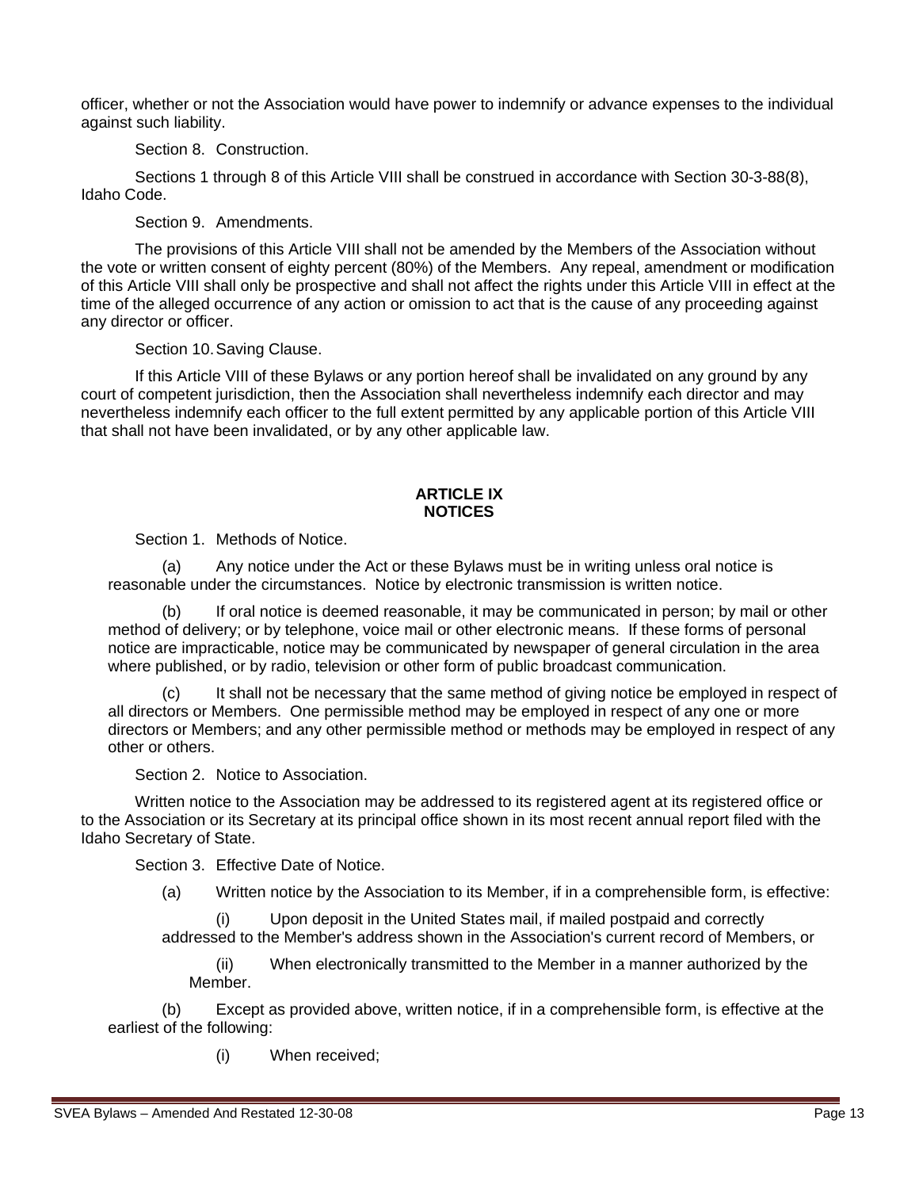officer, whether or not the Association would have power to indemnify or advance expenses to the individual against such liability.

Section 8. Construction.

Sections 1 through 8 of this Article VIII shall be construed in accordance with Section 30-3-88(8), Idaho Code.

Section 9. Amendments.

The provisions of this Article VIII shall not be amended by the Members of the Association without the vote or written consent of eighty percent (80%) of the Members. Any repeal, amendment or modification of this Article VIII shall only be prospective and shall not affect the rights under this Article VIII in effect at the time of the alleged occurrence of any action or omission to act that is the cause of any proceeding against any director or officer.

Section 10. Saving Clause.

If this Article VIII of these Bylaws or any portion hereof shall be invalidated on any ground by any court of competent jurisdiction, then the Association shall nevertheless indemnify each director and may nevertheless indemnify each officer to the full extent permitted by any applicable portion of this Article VIII that shall not have been invalidated, or by any other applicable law.

## ARTICLE IX
## NOTICES

Section 1. Methods of Notice.

(a) Any notice under the Act or these Bylaws must be in writing unless oral notice is reasonable under the circumstances. Notice by electronic transmission is written notice.

(b) If oral notice is deemed reasonable, it may be communicated in person; by mail or other method of delivery; or by telephone, voice mail or other electronic means. If these forms of personal notice are impracticable, notice may be communicated by newspaper of general circulation in the area where published, or by radio, television or other form of public broadcast communication.

(c) It shall not be necessary that the same method of giving notice be employed in respect of all directors or Members. One permissible method may be employed in respect of any one or more directors or Members; and any other permissible method or methods may be employed in respect of any other or others.

Section 2. Notice to Association.

Written notice to the Association may be addressed to its registered agent at its registered office or to the Association or its Secretary at its principal office shown in its most recent annual report filed with the Idaho Secretary of State.

Section 3. Effective Date of Notice.

(a) Written notice by the Association to its Member, if in a comprehensible form, is effective:

(i) Upon deposit in the United States mail, if mailed postpaid and correctly addressed to the Member's address shown in the Association's current record of Members, or

(ii) When electronically transmitted to the Member in a manner authorized by the Member.

(b) Except as provided above, written notice, if in a comprehensible form, is effective at the earliest of the following:

(i) When received;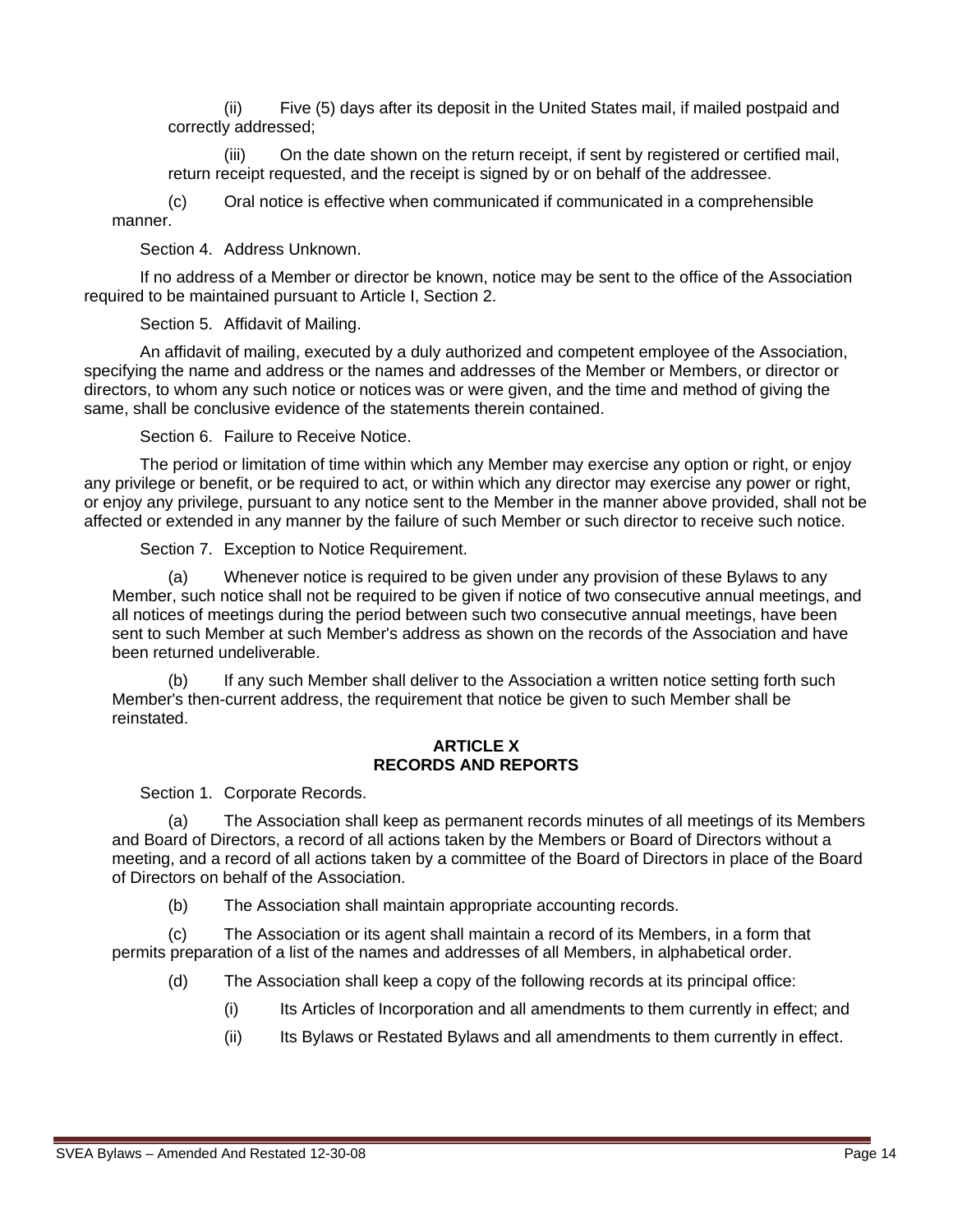(ii) Five (5) days after its deposit in the United States mail, if mailed postpaid and correctly addressed;

(iii) On the date shown on the return receipt, if sent by registered or certified mail, return receipt requested, and the receipt is signed by or on behalf of the addressee.

(c) Oral notice is effective when communicated if communicated in a comprehensible manner.

Section 4. Address Unknown.

If no address of a Member or director be known, notice may be sent to the office of the Association required to be maintained pursuant to Article I, Section 2.

Section 5. Affidavit of Mailing.

An affidavit of mailing, executed by a duly authorized and competent employee of the Association, specifying the name and address or the names and addresses of the Member or Members, or director or directors, to whom any such notice or notices was or were given, and the time and method of giving the same, shall be conclusive evidence of the statements therein contained.

Section 6. Failure to Receive Notice.

The period or limitation of time within which any Member may exercise any option or right, or enjoy any privilege or benefit, or be required to act, or within which any director may exercise any power or right, or enjoy any privilege, pursuant to any notice sent to the Member in the manner above provided, shall not be affected or extended in any manner by the failure of such Member or such director to receive such notice.

Section 7. Exception to Notice Requirement.

(a) Whenever notice is required to be given under any provision of these Bylaws to any Member, such notice shall not be required to be given if notice of two consecutive annual meetings, and all notices of meetings during the period between such two consecutive annual meetings, have been sent to such Member at such Member's address as shown on the records of the Association and have been returned undeliverable.

(b) If any such Member shall deliver to the Association a written notice setting forth such Member's then-current address, the requirement that notice be given to such Member shall be reinstated.

## ARTICLE X
## RECORDS AND REPORTS

Section 1. Corporate Records.

(a) The Association shall keep as permanent records minutes of all meetings of its Members and Board of Directors, a record of all actions taken by the Members or Board of Directors without a meeting, and a record of all actions taken by a committee of the Board of Directors in place of the Board of Directors on behalf of the Association.

(b) The Association shall maintain appropriate accounting records.

(c) The Association or its agent shall maintain a record of its Members, in a form that permits preparation of a list of the names and addresses of all Members, in alphabetical order.

(d) The Association shall keep a copy of the following records at its principal office:

(i) Its Articles of Incorporation and all amendments to them currently in effect; and

(ii) Its Bylaws or Restated Bylaws and all amendments to them currently in effect.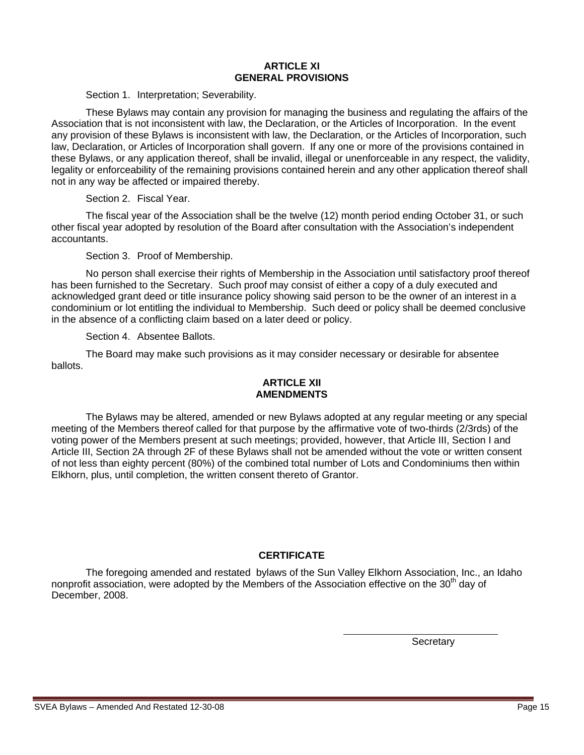## ARTICLE XI
## GENERAL PROVISIONS

Section 1. Interpretation; Severability.

These Bylaws may contain any provision for managing the business and regulating the affairs of the Association that is not inconsistent with law, the Declaration, or the Articles of Incorporation. In the event any provision of these Bylaws is inconsistent with law, the Declaration, or the Articles of Incorporation, such law, Declaration, or Articles of Incorporation shall govern. If any one or more of the provisions contained in these Bylaws, or any application thereof, shall be invalid, illegal or unenforceable in any respect, the validity, legality or enforceability of the remaining provisions contained herein and any other application thereof shall not in any way be affected or impaired thereby.

Section 2. Fiscal Year.

The fiscal year of the Association shall be the twelve (12) month period ending October 31, or such other fiscal year adopted by resolution of the Board after consultation with the Association's independent accountants.

Section 3. Proof of Membership.

No person shall exercise their rights of Membership in the Association until satisfactory proof thereof has been furnished to the Secretary. Such proof may consist of either a copy of a duly executed and acknowledged grant deed or title insurance policy showing said person to be the owner of an interest in a condominium or lot entitling the individual to Membership. Such deed or policy shall be deemed conclusive in the absence of a conflicting claim based on a later deed or policy.

Section 4. Absentee Ballots.

The Board may make such provisions as it may consider necessary or desirable for absentee ballots.

## ARTICLE XII
## AMENDMENTS

The Bylaws may be altered, amended or new Bylaws adopted at any regular meeting or any special meeting of the Members thereof called for that purpose by the affirmative vote of two-thirds (2/3rds) of the voting power of the Members present at such meetings; provided, however, that Article III, Section I and Article III, Section 2A through 2F of these Bylaws shall not be amended without the vote or written consent of not less than eighty percent (80%) of the combined total number of Lots and Condominiums then within Elkhorn, plus, until completion, the written consent thereto of Grantor.

## CERTIFICATE

The foregoing amended and restated bylaws of the Sun Valley Elkhorn Association, Inc., an Idaho nonprofit association, were adopted by the Members of the Association effective on the 30th day of December, 2008.

\_\_\_\_\_\_\_\_\_\_\_\_\_\_\_\_\_\_\_\_\_\_\_\_\_\_\_\_\_\_

Secretary